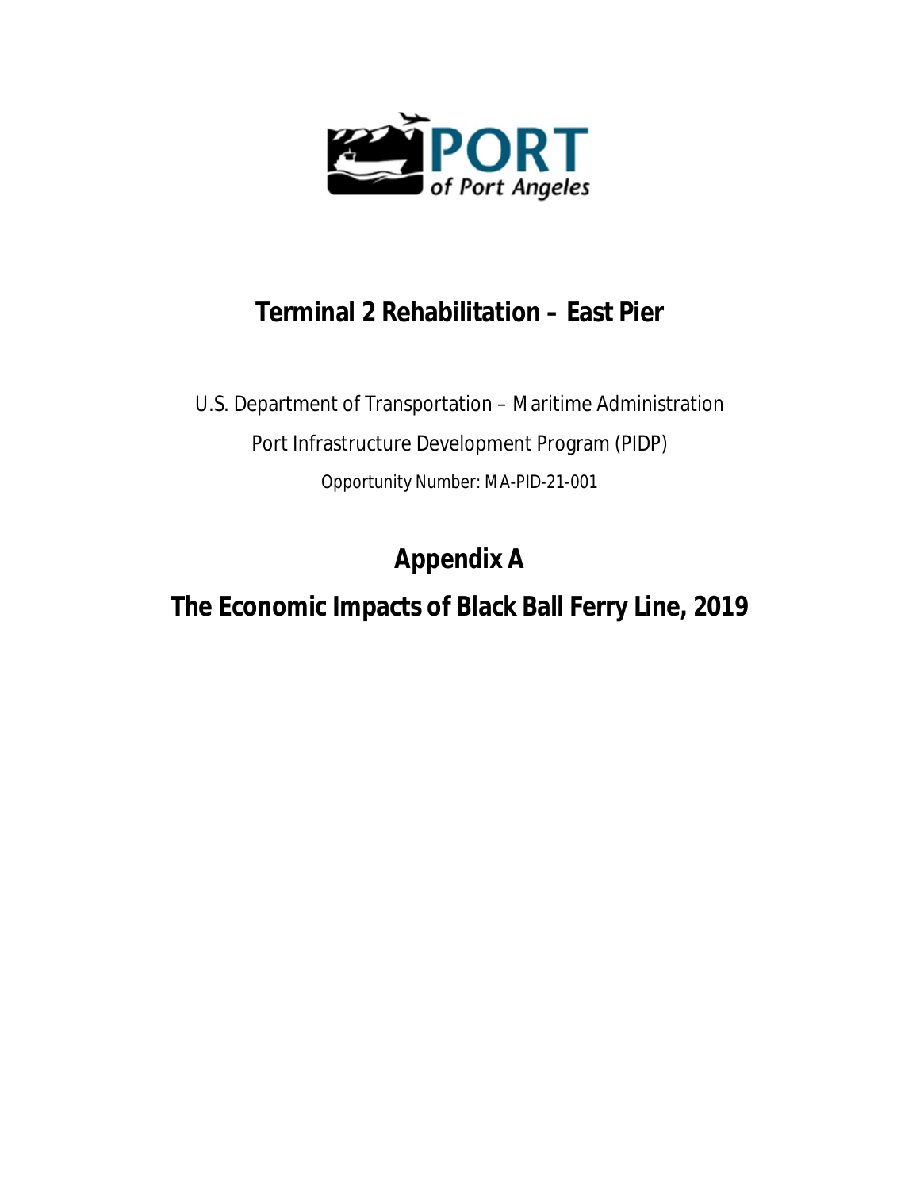PORT of Port Angeles

# Terminal 2 Rehabilitation – East Pier

U.S. Department of Transportation – Maritime Administration

Port Infrastructure Development Program (PIDP)

Opportunity Number: MA-PID-21-001

# Appendix A

# The Economic Impacts of Black Ball Ferry Line, 2019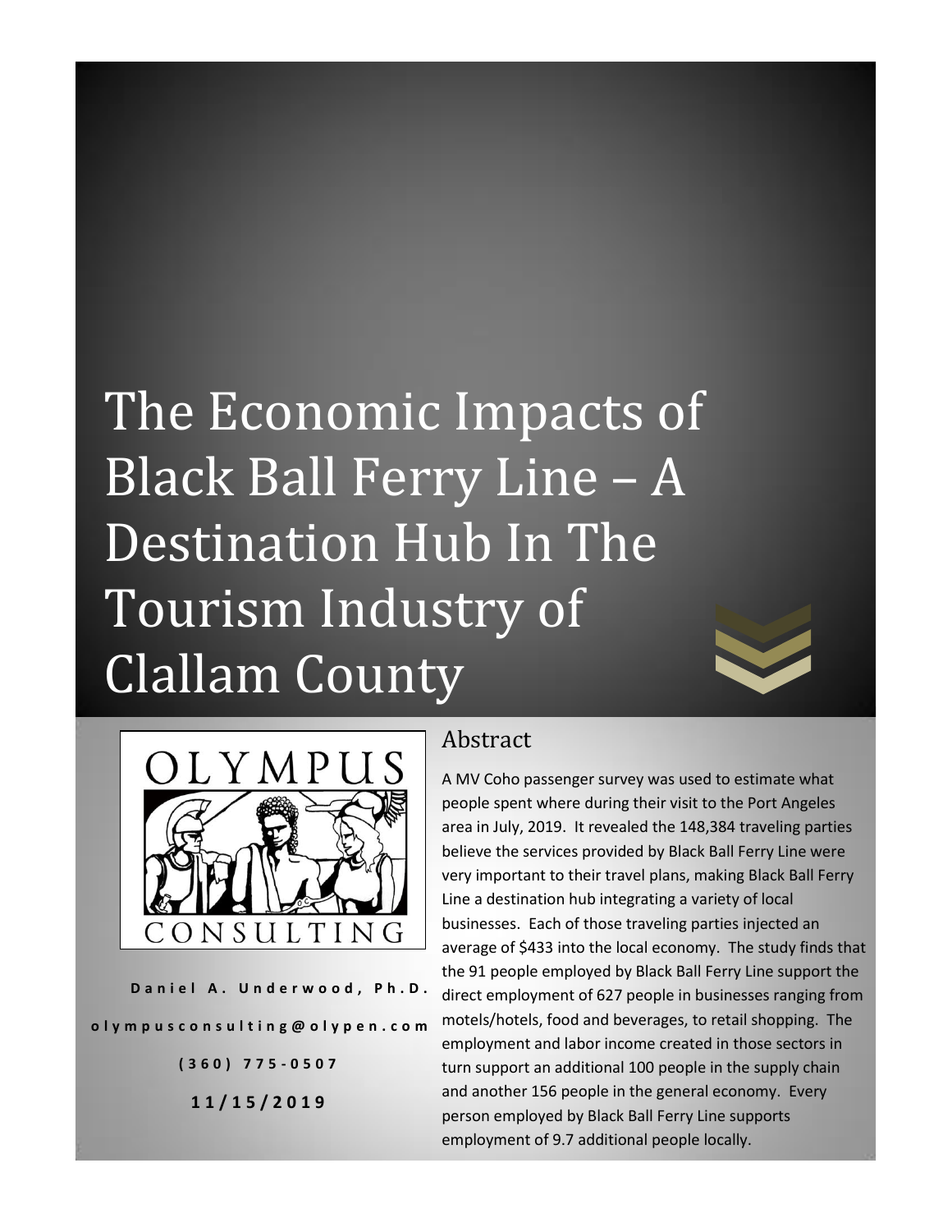# The Economic Impacts of Black Ball Ferry Line – A Destination Hub In The Tourism Industry of Clallam County

OLYMPUS CONSULTING

**Daniel A. Underwood, Ph.D.**

**olympusconsulting@olypen.com**

**(360) 775-0507**

**11/15/2019**

## Abstract

A MV Coho passenger survey was used to estimate what people spent where during their visit to the Port Angeles area in July, 2019. It revealed the 148,384 traveling parties believe the services provided by Black Ball Ferry Line were very important to their travel plans, making Black Ball Ferry Line a destination hub integrating a variety of local businesses. Each of those traveling parties injected an average of $433 into the local economy. The study finds that the 91 people employed by Black Ball Ferry Line support the direct employment of 627 people in businesses ranging from motels/hotels, food and beverages, to retail shopping. The employment and labor income created in those sectors in turn support an additional 100 people in the supply chain and another 156 people in the general economy. Every person employed by Black Ball Ferry Line supports employment of 9.7 additional people locally.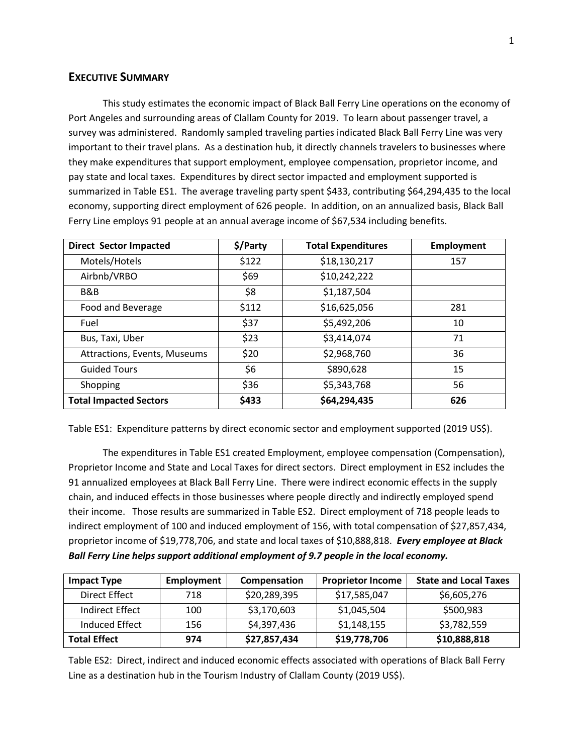## EXECUTIVE SUMMARY

This study estimates the economic impact of Black Ball Ferry Line operations on the economy of Port Angeles and surrounding areas of Clallam County for 2019. To learn about passenger travel, a survey was administered. Randomly sampled traveling parties indicated Black Ball Ferry Line was very important to their travel plans. As a destination hub, it directly channels travelers to businesses where they make expenditures that support employment, employee compensation, proprietor income, and pay state and local taxes. Expenditures by direct sector impacted and employment supported is summarized in Table ES1. The average traveling party spent $433, contributing $64,294,435 to the local economy, supporting direct employment of 626 people. In addition, on an annualized basis, Black Ball Ferry Line employs 91 people at an annual average income of $67,534 including benefits.

| Direct Sector Impacted | $/Party | Total Expenditures | Employment |
|---|---|---|---|
| Motels/Hotels | $122 | $18,130,217 | 157 |
| Airbnb/VRBO | $69 | $10,242,222 | |
| B&B | $8 | $1,187,504 | |
| Food and Beverage | $112 | $16,625,056 | 281 |
| Fuel | $37 | $5,492,206 | 10 |
| Bus, Taxi, Uber | $23 | $3,414,074 | 71 |
| Attractions, Events, Museums | $20 | $2,968,760 | 36 |
| Guided Tours | $6 | $890,628 | 15 |
| Shopping | $36 | $5,343,768 | 56 |
| **Total Impacted Sectors** | **$433** | **$64,294,435** | **626** |

Table ES1: Expenditure patterns by direct economic sector and employment supported (2019 US$).

The expenditures in Table ES1 created Employment, employee compensation (Compensation), Proprietor Income and State and Local Taxes for direct sectors. Direct employment in ES2 includes the 91 annualized employees at Black Ball Ferry Line. There were indirect economic effects in the supply chain, and induced effects in those businesses where people directly and indirectly employed spend their income. Those results are summarized in Table ES2. Direct employment of 718 people leads to indirect employment of 100 and induced employment of 156, with total compensation of $27,857,434, proprietor income of $19,778,706, and state and local taxes of $10,888,818. ***Every employee at Black Ball Ferry Line helps support additional employment of 9.7 people in the local economy.***

| Impact Type | Employment | Compensation | Proprietor Income | State and Local Taxes |
|---|---|---|---|---|
| Direct Effect | 718 | $20,289,395 | $17,585,047 | $6,605,276 |
| Indirect Effect | 100 | $3,170,603 | $1,045,504 | $500,983 |
| Induced Effect | 156 | $4,397,436 | $1,148,155 | $3,782,559 |
| **Total Effect** | **974** | **$27,857,434** | **$19,778,706** | **$10,888,818** |

Table ES2: Direct, indirect and induced economic effects associated with operations of Black Ball Ferry Line as a destination hub in the Tourism Industry of Clallam County (2019 US$).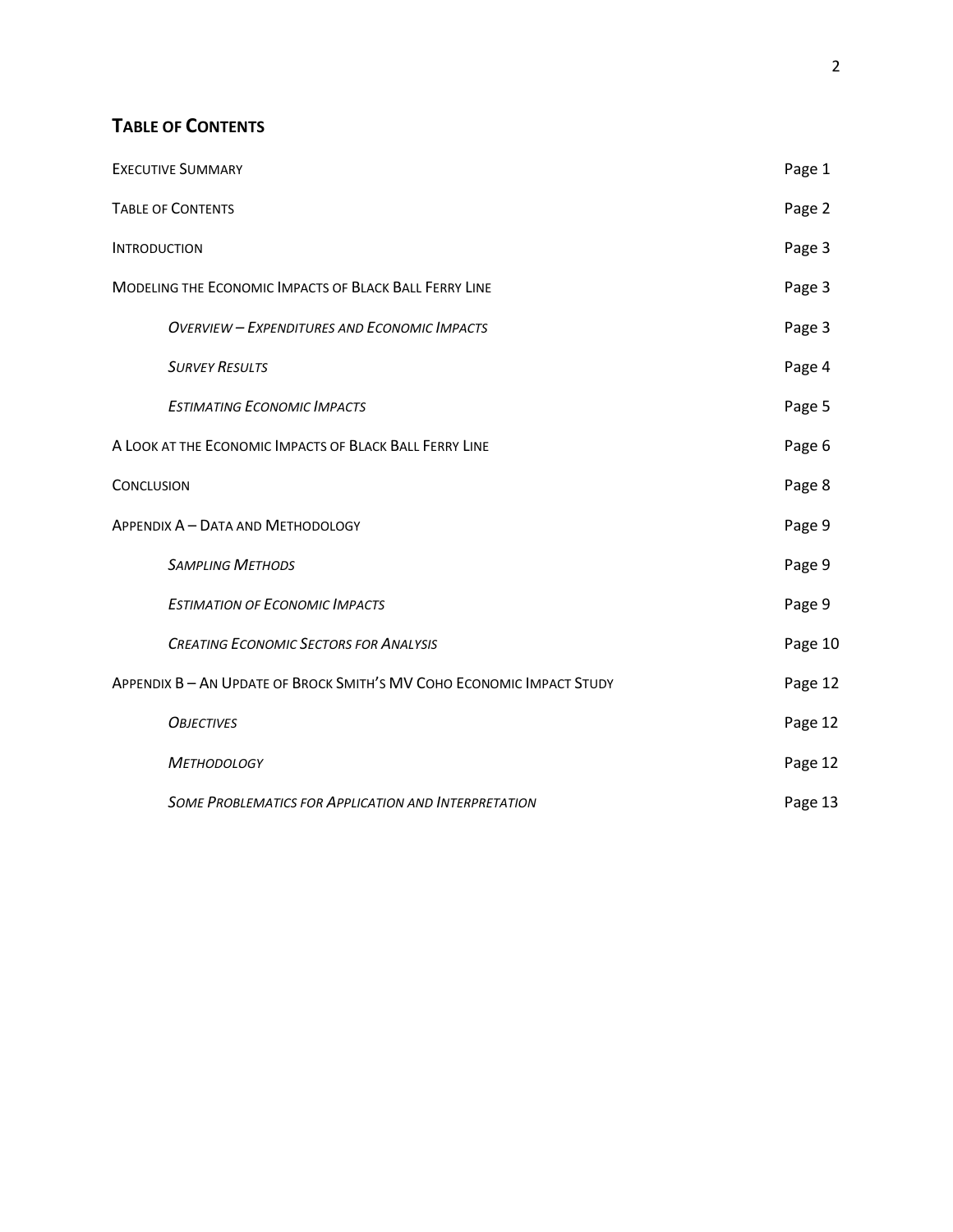## Table of Contents

| | |
|---|---|
| Executive Summary | Page 1 |
| Table of Contents | Page 2 |
| Introduction | Page 3 |
| Modeling the Economic Impacts of Black Ball Ferry Line | Page 3 |
| *Overview – Expenditures and Economic Impacts* | Page 3 |
| *Survey Results* | Page 4 |
| *Estimating Economic Impacts* | Page 5 |
| A Look at the Economic Impacts of Black Ball Ferry Line | Page 6 |
| Conclusion | Page 8 |
| Appendix A – Data and Methodology | Page 9 |
| *Sampling Methods* | Page 9 |
| *Estimation of Economic Impacts* | Page 9 |
| *Creating Economic Sectors for Analysis* | Page 10 |
| Appendix B – An Update of Brock Smith's MV Coho Economic Impact Study | Page 12 |
| *Objectives* | Page 12 |
| *Methodology* | Page 12 |
| *Some Problematics for Application and Interpretation* | Page 13 |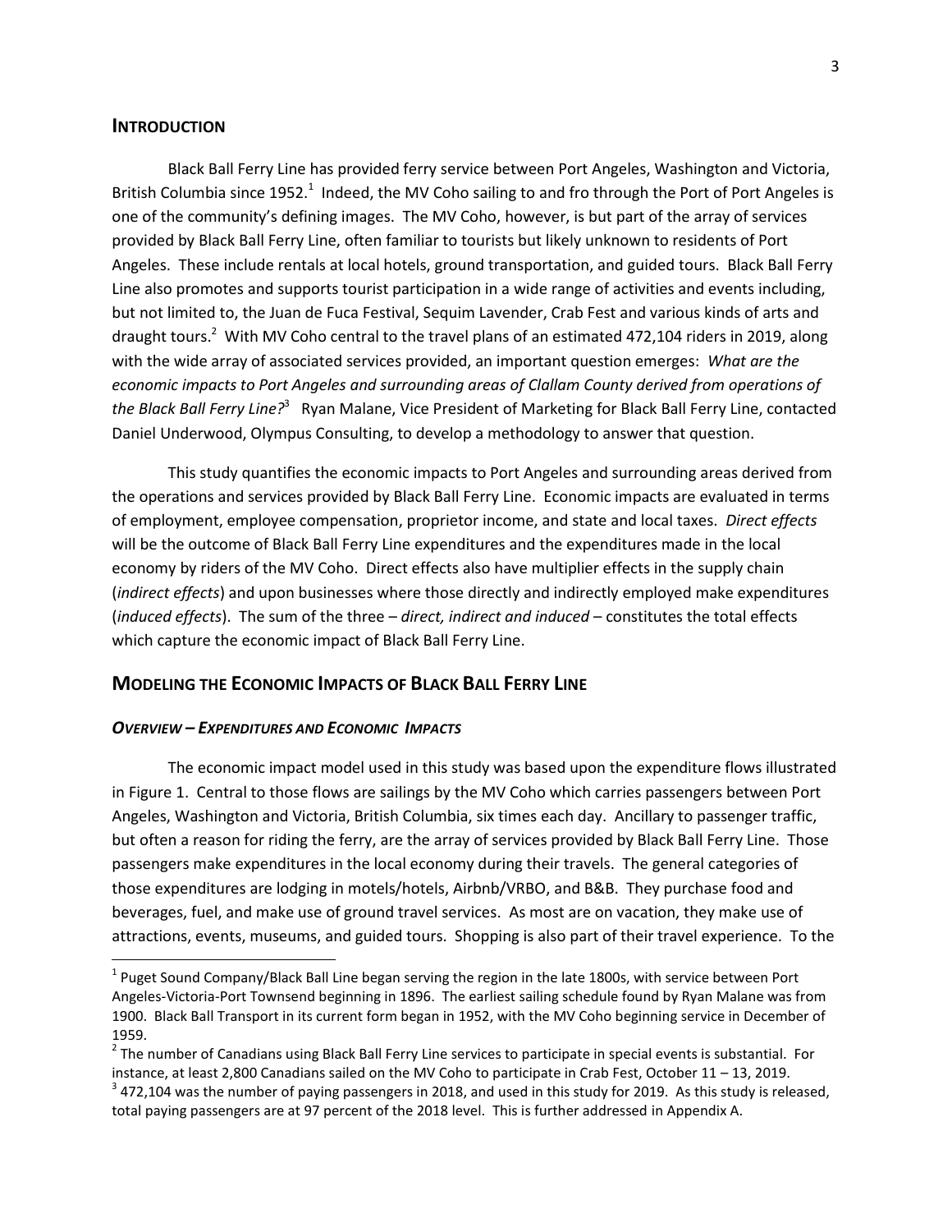## INTRODUCTION

Black Ball Ferry Line has provided ferry service between Port Angeles, Washington and Victoria, British Columbia since 1952.[1] Indeed, the MV Coho sailing to and fro through the Port of Port Angeles is one of the community's defining images. The MV Coho, however, is but part of the array of services provided by Black Ball Ferry Line, often familiar to tourists but likely unknown to residents of Port Angeles. These include rentals at local hotels, ground transportation, and guided tours. Black Ball Ferry Line also promotes and supports tourist participation in a wide range of activities and events including, but not limited to, the Juan de Fuca Festival, Sequim Lavender, Crab Fest and various kinds of arts and draught tours.[2] With MV Coho central to the travel plans of an estimated 472,104 riders in 2019, along with the wide array of associated services provided, an important question emerges: *What are the economic impacts to Port Angeles and surrounding areas of Clallam County derived from operations of the Black Ball Ferry Line?*[3] Ryan Malane, Vice President of Marketing for Black Ball Ferry Line, contacted Daniel Underwood, Olympus Consulting, to develop a methodology to answer that question.

This study quantifies the economic impacts to Port Angeles and surrounding areas derived from the operations and services provided by Black Ball Ferry Line. Economic impacts are evaluated in terms of employment, employee compensation, proprietor income, and state and local taxes. *Direct effects* will be the outcome of Black Ball Ferry Line expenditures and the expenditures made in the local economy by riders of the MV Coho. Direct effects also have multiplier effects in the supply chain (*indirect effects*) and upon businesses where those directly and indirectly employed make expenditures (*induced effects*). The sum of the three – *direct, indirect and induced* – constitutes the total effects which capture the economic impact of Black Ball Ferry Line.

## MODELING THE ECONOMIC IMPACTS OF BLACK BALL FERRY LINE

### *OVERVIEW – EXPENDITURES AND ECONOMIC IMPACTS*

The economic impact model used in this study was based upon the expenditure flows illustrated in Figure 1. Central to those flows are sailings by the MV Coho which carries passengers between Port Angeles, Washington and Victoria, British Columbia, six times each day. Ancillary to passenger traffic, but often a reason for riding the ferry, are the array of services provided by Black Ball Ferry Line. Those passengers make expenditures in the local economy during their travels. The general categories of those expenditures are lodging in motels/hotels, Airbnb/VRBO, and B&B. They purchase food and beverages, fuel, and make use of ground travel services. As most are on vacation, they make use of attractions, events, museums, and guided tours. Shopping is also part of their travel experience. To the

---

[1] Puget Sound Company/Black Ball Line began serving the region in the late 1800s, with service between Port Angeles-Victoria-Port Townsend beginning in 1896. The earliest sailing schedule found by Ryan Malane was from 1900. Black Ball Transport in its current form began in 1952, with the MV Coho beginning service in December of 1959.

[2] The number of Canadians using Black Ball Ferry Line services to participate in special events is substantial. For instance, at least 2,800 Canadians sailed on the MV Coho to participate in Crab Fest, October 11 – 13, 2019.

[3] 472,104 was the number of paying passengers in 2018, and used in this study for 2019. As this study is released, total paying passengers are at 97 percent of the 2018 level. This is further addressed in Appendix A.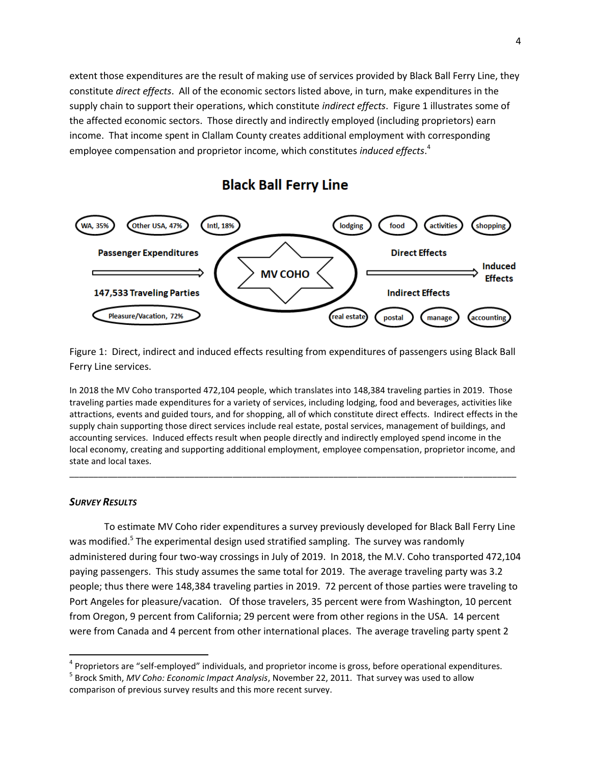extent those expenditures are the result of making use of services provided by Black Ball Ferry Line, they constitute *direct effects*. All of the economic sectors listed above, in turn, make expenditures in the supply chain to support their operations, which constitute *indirect effects*. Figure 1 illustrates some of the affected economic sectors. Those directly and indirectly employed (including proprietors) earn income. That income spent in Clallam County creates additional employment with corresponding employee compensation and proprietor income, which constitutes *induced effects*.[4]

**Black Ball Ferry Line**

WA, 35% | Other USA, 47% | Intl, 18% | lodging | food | activities | shopping

**Passenger Expenditures** → **MV COHO** → **Direct Effects** → **Induced Effects**

**147,533 Traveling Parties** | **Indirect Effects**

Pleasure/Vacation, 72% | real estate | postal | manage | accounting

Figure 1: Direct, indirect and induced effects resulting from expenditures of passengers using Black Ball Ferry Line services.

In 2018 the MV Coho transported 472,104 people, which translates into 148,384 traveling parties in 2019. Those traveling parties made expenditures for a variety of services, including lodging, food and beverages, activities like attractions, events and guided tours, and for shopping, all of which constitute direct effects. Indirect effects in the supply chain supporting those direct services include real estate, postal services, management of buildings, and accounting services. Induced effects result when people directly and indirectly employed spend income in the local economy, creating and supporting additional employment, employee compensation, proprietor income, and state and local taxes.

---

### *SURVEY RESULTS*

To estimate MV Coho rider expenditures a survey previously developed for Black Ball Ferry Line was modified.[5] The experimental design used stratified sampling. The survey was randomly administered during four two-way crossings in July of 2019. In 2018, the M.V. Coho transported 472,104 paying passengers. This study assumes the same total for 2019. The average traveling party was 3.2 people; thus there were 148,384 traveling parties in 2019. 72 percent of those parties were traveling to Port Angeles for pleasure/vacation. Of those travelers, 35 percent were from Washington, 10 percent from Oregon, 9 percent from California; 29 percent were from other regions in the USA. 14 percent were from Canada and 4 percent from other international places. The average traveling party spent 2

---

[4] Proprietors are "self-employed" individuals, and proprietor income is gross, before operational expenditures.

[5] Brock Smith, *MV Coho: Economic Impact Analysis*, November 22, 2011. That survey was used to allow comparison of previous survey results and this more recent survey.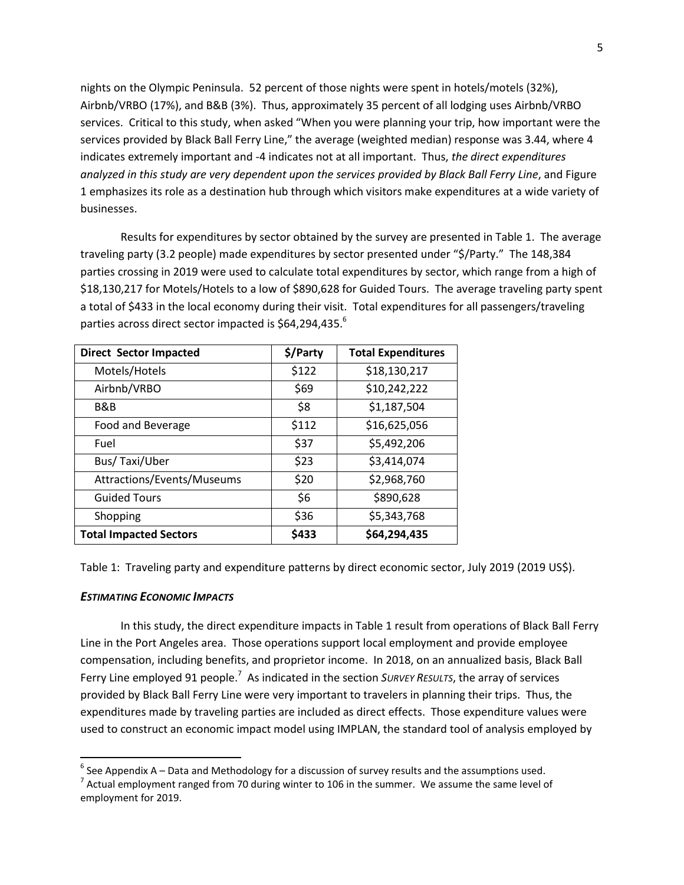nights on the Olympic Peninsula. 52 percent of those nights were spent in hotels/motels (32%), Airbnb/VRBO (17%), and B&B (3%). Thus, approximately 35 percent of all lodging uses Airbnb/VRBO services. Critical to this study, when asked "When you were planning your trip, how important were the services provided by Black Ball Ferry Line," the average (weighted median) response was 3.44, where 4 indicates extremely important and -4 indicates not at all important. Thus, *the direct expenditures analyzed in this study are very dependent upon the services provided by Black Ball Ferry Line*, and Figure 1 emphasizes its role as a destination hub through which visitors make expenditures at a wide variety of businesses.

Results for expenditures by sector obtained by the survey are presented in Table 1. The average traveling party (3.2 people) made expenditures by sector presented under "$/Party." The 148,384 parties crossing in 2019 were used to calculate total expenditures by sector, which range from a high of $18,130,217 for Motels/Hotels to a low of $890,628 for Guided Tours. The average traveling party spent a total of $433 in the local economy during their visit. Total expenditures for all passengers/traveling parties across direct sector impacted is $64,294,435.[6]

| **Direct Sector Impacted** | **$/Party** | **Total Expenditures** |
|---|---|---|
| Motels/Hotels | $122 | $18,130,217 |
| Airbnb/VRBO | $69 | $10,242,222 |
| B&B | $8 | $1,187,504 |
| Food and Beverage | $112 | $16,625,056 |
| Fuel | $37 | $5,492,206 |
| Bus/ Taxi/Uber | $23 | $3,414,074 |
| Attractions/Events/Museums | $20 | $2,968,760 |
| Guided Tours | $6 | $890,628 |
| Shopping | $36 | $5,343,768 |
| **Total Impacted Sectors** | **$433** | **$64,294,435** |

Table 1: Traveling party and expenditure patterns by direct economic sector, July 2019 (2019 US$).

### *ESTIMATING ECONOMIC IMPACTS*

In this study, the direct expenditure impacts in Table 1 result from operations of Black Ball Ferry Line in the Port Angeles area. Those operations support local employment and provide employee compensation, including benefits, and proprietor income. In 2018, on an annualized basis, Black Ball Ferry Line employed 91 people.[7] As indicated in the section *SURVEY RESULTS*, the array of services provided by Black Ball Ferry Line were very important to travelers in planning their trips. Thus, the expenditures made by traveling parties are included as direct effects. Those expenditure values were used to construct an economic impact model using IMPLAN, the standard tool of analysis employed by

[6] See Appendix A – Data and Methodology for a discussion of survey results and the assumptions used.

[7] Actual employment ranged from 70 during winter to 106 in the summer. We assume the same level of employment for 2019.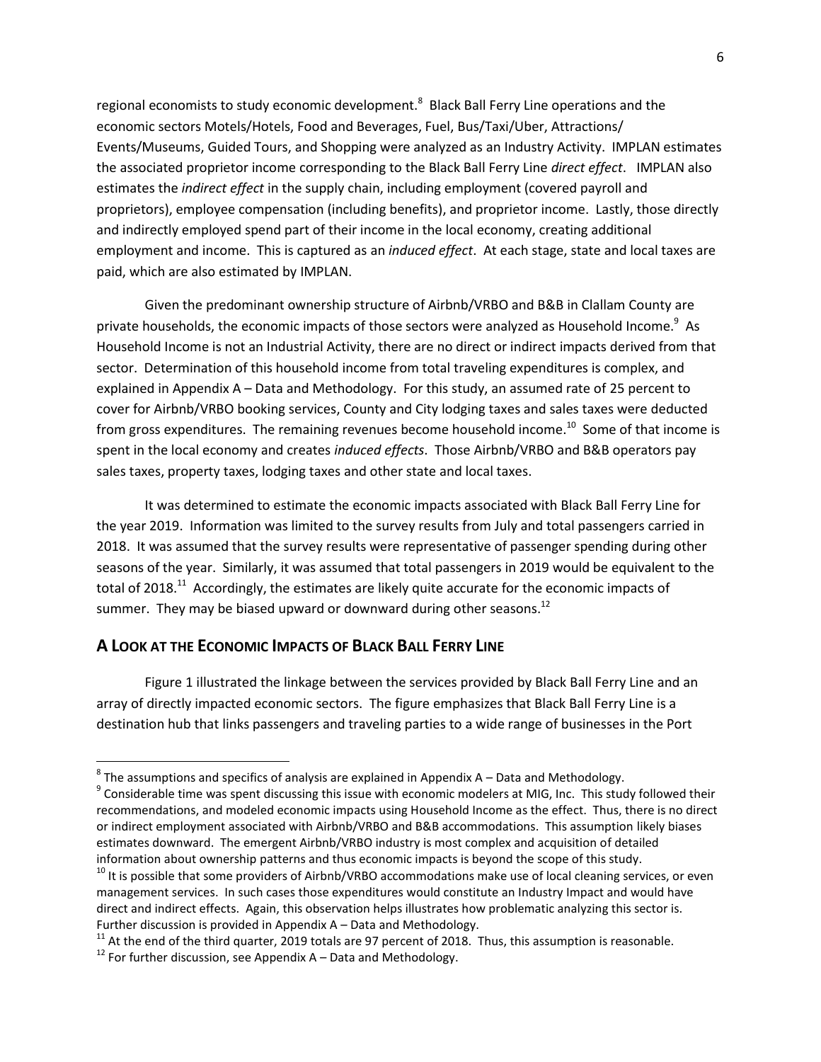regional economists to study economic development.[8] Black Ball Ferry Line operations and the economic sectors Motels/Hotels, Food and Beverages, Fuel, Bus/Taxi/Uber, Attractions/ Events/Museums, Guided Tours, and Shopping were analyzed as an Industry Activity. IMPLAN estimates the associated proprietor income corresponding to the Black Ball Ferry Line *direct effect*. IMPLAN also estimates the *indirect effect* in the supply chain, including employment (covered payroll and proprietors), employee compensation (including benefits), and proprietor income. Lastly, those directly and indirectly employed spend part of their income in the local economy, creating additional employment and income. This is captured as an *induced effect*. At each stage, state and local taxes are paid, which are also estimated by IMPLAN.

Given the predominant ownership structure of Airbnb/VRBO and B&B in Clallam County are private households, the economic impacts of those sectors were analyzed as Household Income.[9] As Household Income is not an Industrial Activity, there are no direct or indirect impacts derived from that sector. Determination of this household income from total traveling expenditures is complex, and explained in Appendix A – Data and Methodology. For this study, an assumed rate of 25 percent to cover for Airbnb/VRBO booking services, County and City lodging taxes and sales taxes were deducted from gross expenditures. The remaining revenues become household income.[10] Some of that income is spent in the local economy and creates *induced effects*. Those Airbnb/VRBO and B&B operators pay sales taxes, property taxes, lodging taxes and other state and local taxes.

It was determined to estimate the economic impacts associated with Black Ball Ferry Line for the year 2019. Information was limited to the survey results from July and total passengers carried in 2018. It was assumed that the survey results were representative of passenger spending during other seasons of the year. Similarly, it was assumed that total passengers in 2019 would be equivalent to the total of 2018.[11] Accordingly, the estimates are likely quite accurate for the economic impacts of summer. They may be biased upward or downward during other seasons.[12]

## A Look at the Economic Impacts of Black Ball Ferry Line

Figure 1 illustrated the linkage between the services provided by Black Ball Ferry Line and an array of directly impacted economic sectors. The figure emphasizes that Black Ball Ferry Line is a destination hub that links passengers and traveling parties to a wide range of businesses in the Port

---

[8] The assumptions and specifics of analysis are explained in Appendix A – Data and Methodology.

[9] Considerable time was spent discussing this issue with economic modelers at MIG, Inc. This study followed their recommendations, and modeled economic impacts using Household Income as the effect. Thus, there is no direct or indirect employment associated with Airbnb/VRBO and B&B accommodations. This assumption likely biases estimates downward. The emergent Airbnb/VRBO industry is most complex and acquisition of detailed information about ownership patterns and thus economic impacts is beyond the scope of this study.

[10] It is possible that some providers of Airbnb/VRBO accommodations make use of local cleaning services, or even management services. In such cases those expenditures would constitute an Industry Impact and would have direct and indirect effects. Again, this observation helps illustrates how problematic analyzing this sector is. Further discussion is provided in Appendix A – Data and Methodology.

[11] At the end of the third quarter, 2019 totals are 97 percent of 2018. Thus, this assumption is reasonable.

[12] For further discussion, see Appendix A – Data and Methodology.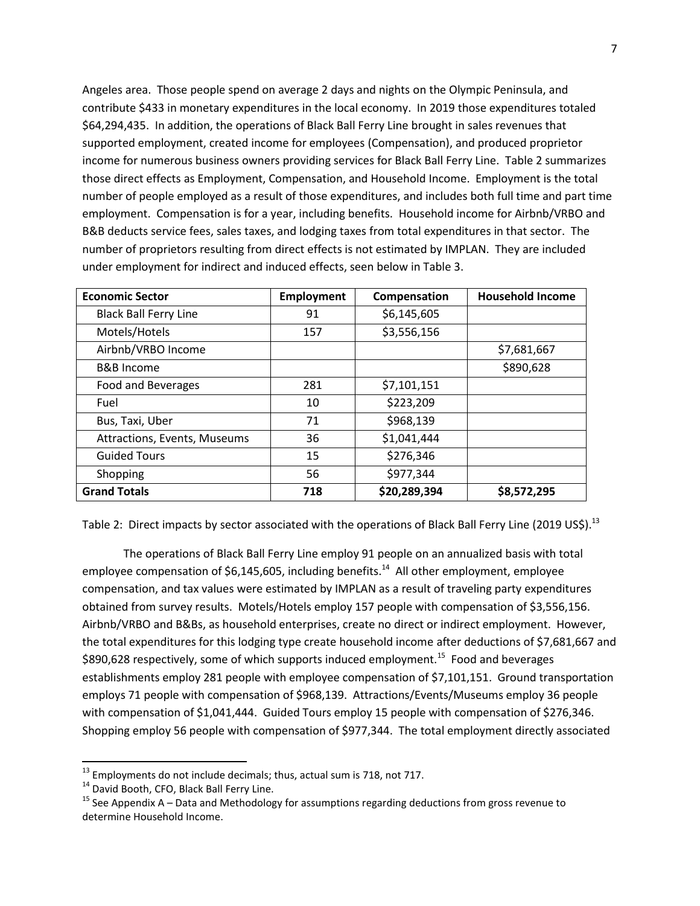Angeles area. Those people spend on average 2 days and nights on the Olympic Peninsula, and contribute $433 in monetary expenditures in the local economy. In 2019 those expenditures totaled $64,294,435. In addition, the operations of Black Ball Ferry Line brought in sales revenues that supported employment, created income for employees (Compensation), and produced proprietor income for numerous business owners providing services for Black Ball Ferry Line. Table 2 summarizes those direct effects as Employment, Compensation, and Household Income. Employment is the total number of people employed as a result of those expenditures, and includes both full time and part time employment. Compensation is for a year, including benefits. Household income for Airbnb/VRBO and B&B deducts service fees, sales taxes, and lodging taxes from total expenditures in that sector. The number of proprietors resulting from direct effects is not estimated by IMPLAN. They are included under employment for indirect and induced effects, seen below in Table 3.

| Economic Sector | Employment | Compensation | Household Income |
|---|---|---|---|
| Black Ball Ferry Line | 91 | $6,145,605 | |
| Motels/Hotels | 157 | $3,556,156 | |
| Airbnb/VRBO Income | | | $7,681,667 |
| B&B Income | | | $890,628 |
| Food and Beverages | 281 | $7,101,151 | |
| Fuel | 10 | $223,209 | |
| Bus, Taxi, Uber | 71 | $968,139 | |
| Attractions, Events, Museums | 36 | $1,041,444 | |
| Guided Tours | 15 | $276,346 | |
| Shopping | 56 | $977,344 | |
| **Grand Totals** | **718** | **$20,289,394** | **$8,572,295** |

Table 2: Direct impacts by sector associated with the operations of Black Ball Ferry Line (2019 US$).[13]

The operations of Black Ball Ferry Line employ 91 people on an annualized basis with total employee compensation of $6,145,605, including benefits.[14] All other employment, employee compensation, and tax values were estimated by IMPLAN as a result of traveling party expenditures obtained from survey results. Motels/Hotels employ 157 people with compensation of $3,556,156. Airbnb/VRBO and B&Bs, as household enterprises, create no direct or indirect employment. However, the total expenditures for this lodging type create household income after deductions of $7,681,667 and $890,628 respectively, some of which supports induced employment.[15] Food and beverages establishments employ 281 people with employee compensation of $7,101,151. Ground transportation employs 71 people with compensation of $968,139. Attractions/Events/Museums employ 36 people with compensation of $1,041,444. Guided Tours employ 15 people with compensation of $276,346. Shopping employ 56 people with compensation of $977,344. The total employment directly associated

[13] Employments do not include decimals; thus, actual sum is 718, not 717.

[14] David Booth, CFO, Black Ball Ferry Line.

[15] See Appendix A – Data and Methodology for assumptions regarding deductions from gross revenue to determine Household Income.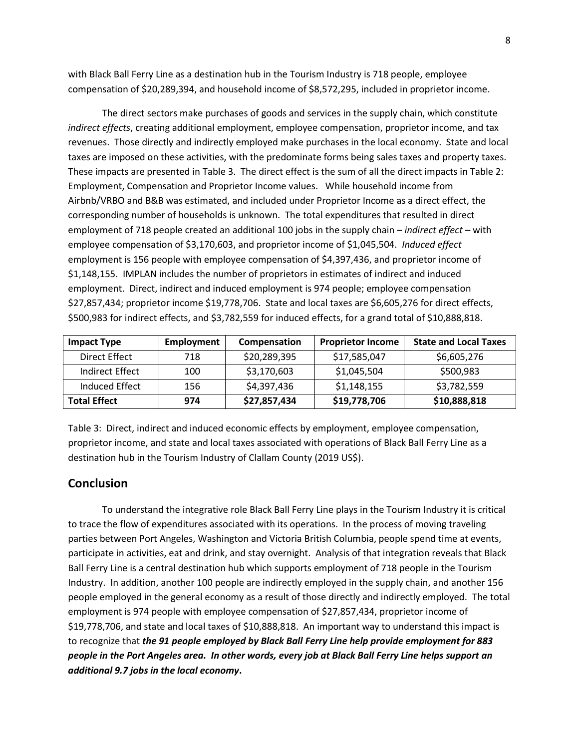with Black Ball Ferry Line as a destination hub in the Tourism Industry is 718 people, employee compensation of $20,289,394, and household income of $8,572,295, included in proprietor income.

The direct sectors make purchases of goods and services in the supply chain, which constitute *indirect effects*, creating additional employment, employee compensation, proprietor income, and tax revenues. Those directly and indirectly employed make purchases in the local economy. State and local taxes are imposed on these activities, with the predominate forms being sales taxes and property taxes. These impacts are presented in Table 3. The direct effect is the sum of all the direct impacts in Table 2: Employment, Compensation and Proprietor Income values. While household income from Airbnb/VRBO and B&B was estimated, and included under Proprietor Income as a direct effect, the corresponding number of households is unknown. The total expenditures that resulted in direct employment of 718 people created an additional 100 jobs in the supply chain – *indirect effect* – with employee compensation of $3,170,603, and proprietor income of $1,045,504. *Induced effect* employment is 156 people with employee compensation of $4,397,436, and proprietor income of $1,148,155. IMPLAN includes the number of proprietors in estimates of indirect and induced employment. Direct, indirect and induced employment is 974 people; employee compensation $27,857,434; proprietor income $19,778,706. State and local taxes are $6,605,276 for direct effects, $500,983 for indirect effects, and $3,782,559 for induced effects, for a grand total of $10,888,818.

| Impact Type | Employment | Compensation | Proprietor Income | State and Local Taxes |
|---|---|---|---|---|
| Direct Effect | 718 | $20,289,395 | $17,585,047 | $6,605,276 |
| Indirect Effect | 100 | $3,170,603 | $1,045,504 | $500,983 |
| Induced Effect | 156 | $4,397,436 | $1,148,155 | $3,782,559 |
| **Total Effect** | **974** | **$27,857,434** | **$19,778,706** | **$10,888,818** |

Table 3: Direct, indirect and induced economic effects by employment, employee compensation, proprietor income, and state and local taxes associated with operations of Black Ball Ferry Line as a destination hub in the Tourism Industry of Clallam County (2019 US$).

## Conclusion

To understand the integrative role Black Ball Ferry Line plays in the Tourism Industry it is critical to trace the flow of expenditures associated with its operations. In the process of moving traveling parties between Port Angeles, Washington and Victoria British Columbia, people spend time at events, participate in activities, eat and drink, and stay overnight. Analysis of that integration reveals that Black Ball Ferry Line is a central destination hub which supports employment of 718 people in the Tourism Industry. In addition, another 100 people are indirectly employed in the supply chain, and another 156 people employed in the general economy as a result of those directly and indirectly employed. The total employment is 974 people with employee compensation of $27,857,434, proprietor income of $19,778,706, and state and local taxes of $10,888,818. An important way to understand this impact is to recognize that ***the 91 people employed by Black Ball Ferry Line help provide employment for 883 people in the Port Angeles area. In other words, every job at Black Ball Ferry Line helps support an additional 9.7 jobs in the local economy*.**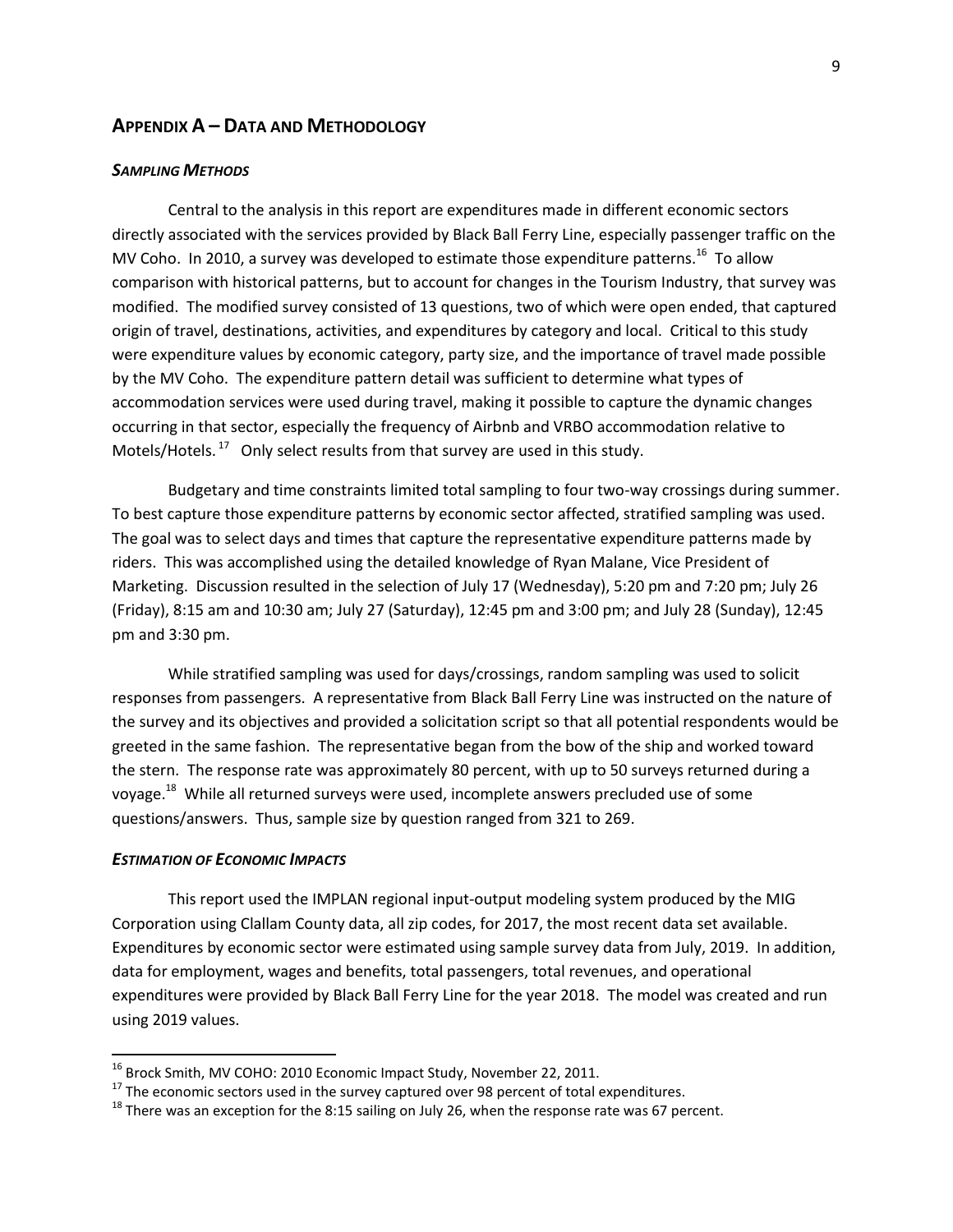## APPENDIX A – DATA AND METHODOLOGY

### *SAMPLING METHODS*

Central to the analysis in this report are expenditures made in different economic sectors directly associated with the services provided by Black Ball Ferry Line, especially passenger traffic on the MV Coho. In 2010, a survey was developed to estimate those expenditure patterns.[16] To allow comparison with historical patterns, but to account for changes in the Tourism Industry, that survey was modified. The modified survey consisted of 13 questions, two of which were open ended, that captured origin of travel, destinations, activities, and expenditures by category and local. Critical to this study were expenditure values by economic category, party size, and the importance of travel made possible by the MV Coho. The expenditure pattern detail was sufficient to determine what types of accommodation services were used during travel, making it possible to capture the dynamic changes occurring in that sector, especially the frequency of Airbnb and VRBO accommodation relative to Motels/Hotels.[17] Only select results from that survey are used in this study.

Budgetary and time constraints limited total sampling to four two-way crossings during summer. To best capture those expenditure patterns by economic sector affected, stratified sampling was used. The goal was to select days and times that capture the representative expenditure patterns made by riders. This was accomplished using the detailed knowledge of Ryan Malane, Vice President of Marketing. Discussion resulted in the selection of July 17 (Wednesday), 5:20 pm and 7:20 pm; July 26 (Friday), 8:15 am and 10:30 am; July 27 (Saturday), 12:45 pm and 3:00 pm; and July 28 (Sunday), 12:45 pm and 3:30 pm.

While stratified sampling was used for days/crossings, random sampling was used to solicit responses from passengers. A representative from Black Ball Ferry Line was instructed on the nature of the survey and its objectives and provided a solicitation script so that all potential respondents would be greeted in the same fashion. The representative began from the bow of the ship and worked toward the stern. The response rate was approximately 80 percent, with up to 50 surveys returned during a voyage.[18] While all returned surveys were used, incomplete answers precluded use of some questions/answers. Thus, sample size by question ranged from 321 to 269.

### *ESTIMATION OF ECONOMIC IMPACTS*

This report used the IMPLAN regional input-output modeling system produced by the MIG Corporation using Clallam County data, all zip codes, for 2017, the most recent data set available. Expenditures by economic sector were estimated using sample survey data from July, 2019. In addition, data for employment, wages and benefits, total passengers, total revenues, and operational expenditures were provided by Black Ball Ferry Line for the year 2018. The model was created and run using 2019 values.

---

[16] Brock Smith, MV COHO: 2010 Economic Impact Study, November 22, 2011.

[17] The economic sectors used in the survey captured over 98 percent of total expenditures.

[18] There was an exception for the 8:15 sailing on July 26, when the response rate was 67 percent.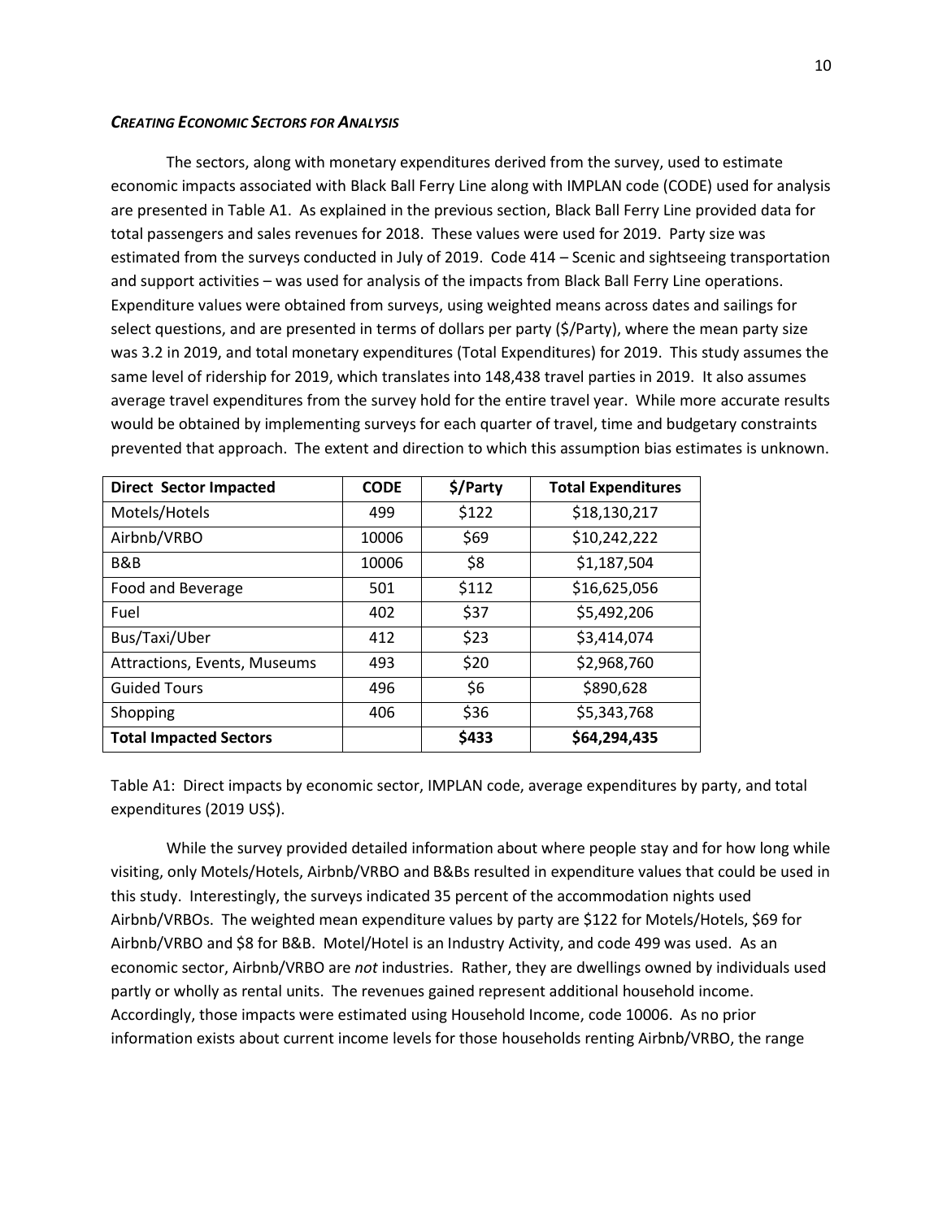### *CREATING ECONOMIC SECTORS FOR ANALYSIS*

The sectors, along with monetary expenditures derived from the survey, used to estimate economic impacts associated with Black Ball Ferry Line along with IMPLAN code (CODE) used for analysis are presented in Table A1. As explained in the previous section, Black Ball Ferry Line provided data for total passengers and sales revenues for 2018. These values were used for 2019. Party size was estimated from the surveys conducted in July of 2019. Code 414 – Scenic and sightseeing transportation and support activities – was used for analysis of the impacts from Black Ball Ferry Line operations. Expenditure values were obtained from surveys, using weighted means across dates and sailings for select questions, and are presented in terms of dollars per party ($/Party), where the mean party size was 3.2 in 2019, and total monetary expenditures (Total Expenditures) for 2019. This study assumes the same level of ridership for 2019, which translates into 148,438 travel parties in 2019. It also assumes average travel expenditures from the survey hold for the entire travel year. While more accurate results would be obtained by implementing surveys for each quarter of travel, time and budgetary constraints prevented that approach. The extent and direction to which this assumption bias estimates is unknown.

| Direct Sector Impacted | CODE | $/Party | Total Expenditures |
|---|---|---|---|
| Motels/Hotels | 499 | $122 | $18,130,217 |
| Airbnb/VRBO | 10006 | $69 | $10,242,222 |
| B&B | 10006 | $8 | $1,187,504 |
| Food and Beverage | 501 | $112 | $16,625,056 |
| Fuel | 402 | $37 | $5,492,206 |
| Bus/Taxi/Uber | 412 | $23 | $3,414,074 |
| Attractions, Events, Museums | 493 | $20 | $2,968,760 |
| Guided Tours | 496 | $6 | $890,628 |
| Shopping | 406 | $36 | $5,343,768 |
| **Total Impacted Sectors** | | **$433** | **$64,294,435** |

Table A1: Direct impacts by economic sector, IMPLAN code, average expenditures by party, and total expenditures (2019 US$).

While the survey provided detailed information about where people stay and for how long while visiting, only Motels/Hotels, Airbnb/VRBO and B&Bs resulted in expenditure values that could be used in this study. Interestingly, the surveys indicated 35 percent of the accommodation nights used Airbnb/VRBOs. The weighted mean expenditure values by party are $122 for Motels/Hotels, $69 for Airbnb/VRBO and $8 for B&B. Motel/Hotel is an Industry Activity, and code 499 was used. As an economic sector, Airbnb/VRBO are *not* industries. Rather, they are dwellings owned by individuals used partly or wholly as rental units. The revenues gained represent additional household income. Accordingly, those impacts were estimated using Household Income, code 10006. As no prior information exists about current income levels for those households renting Airbnb/VRBO, the range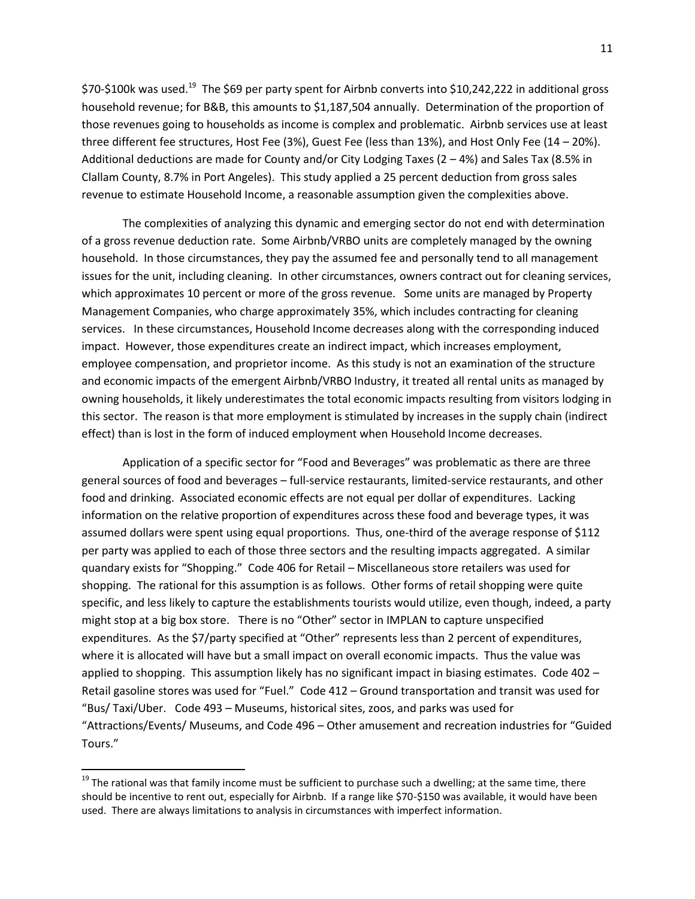$70-$100k was used.[19] The $69 per party spent for Airbnb converts into $10,242,222 in additional gross household revenue; for B&B, this amounts to $1,187,504 annually. Determination of the proportion of those revenues going to households as income is complex and problematic. Airbnb services use at least three different fee structures, Host Fee (3%), Guest Fee (less than 13%), and Host Only Fee (14 – 20%). Additional deductions are made for County and/or City Lodging Taxes (2 – 4%) and Sales Tax (8.5% in Clallam County, 8.7% in Port Angeles). This study applied a 25 percent deduction from gross sales revenue to estimate Household Income, a reasonable assumption given the complexities above.

The complexities of analyzing this dynamic and emerging sector do not end with determination of a gross revenue deduction rate. Some Airbnb/VRBO units are completely managed by the owning household. In those circumstances, they pay the assumed fee and personally tend to all management issues for the unit, including cleaning. In other circumstances, owners contract out for cleaning services, which approximates 10 percent or more of the gross revenue. Some units are managed by Property Management Companies, who charge approximately 35%, which includes contracting for cleaning services. In these circumstances, Household Income decreases along with the corresponding induced impact. However, those expenditures create an indirect impact, which increases employment, employee compensation, and proprietor income. As this study is not an examination of the structure and economic impacts of the emergent Airbnb/VRBO Industry, it treated all rental units as managed by owning households, it likely underestimates the total economic impacts resulting from visitors lodging in this sector. The reason is that more employment is stimulated by increases in the supply chain (indirect effect) than is lost in the form of induced employment when Household Income decreases.

Application of a specific sector for "Food and Beverages" was problematic as there are three general sources of food and beverages – full-service restaurants, limited-service restaurants, and other food and drinking. Associated economic effects are not equal per dollar of expenditures. Lacking information on the relative proportion of expenditures across these food and beverage types, it was assumed dollars were spent using equal proportions. Thus, one-third of the average response of $112 per party was applied to each of those three sectors and the resulting impacts aggregated. A similar quandary exists for "Shopping." Code 406 for Retail – Miscellaneous store retailers was used for shopping. The rational for this assumption is as follows. Other forms of retail shopping were quite specific, and less likely to capture the establishments tourists would utilize, even though, indeed, a party might stop at a big box store. There is no "Other" sector in IMPLAN to capture unspecified expenditures. As the $7/party specified at "Other" represents less than 2 percent of expenditures, where it is allocated will have but a small impact on overall economic impacts. Thus the value was applied to shopping. This assumption likely has no significant impact in biasing estimates. Code 402 – Retail gasoline stores was used for "Fuel." Code 412 – Ground transportation and transit was used for "Bus/ Taxi/Uber. Code 493 – Museums, historical sites, zoos, and parks was used for "Attractions/Events/ Museums, and Code 496 – Other amusement and recreation industries for "Guided Tours."

---

[19] The rational was that family income must be sufficient to purchase such a dwelling; at the same time, there should be incentive to rent out, especially for Airbnb. If a range like $70-$150 was available, it would have been used. There are always limitations to analysis in circumstances with imperfect information.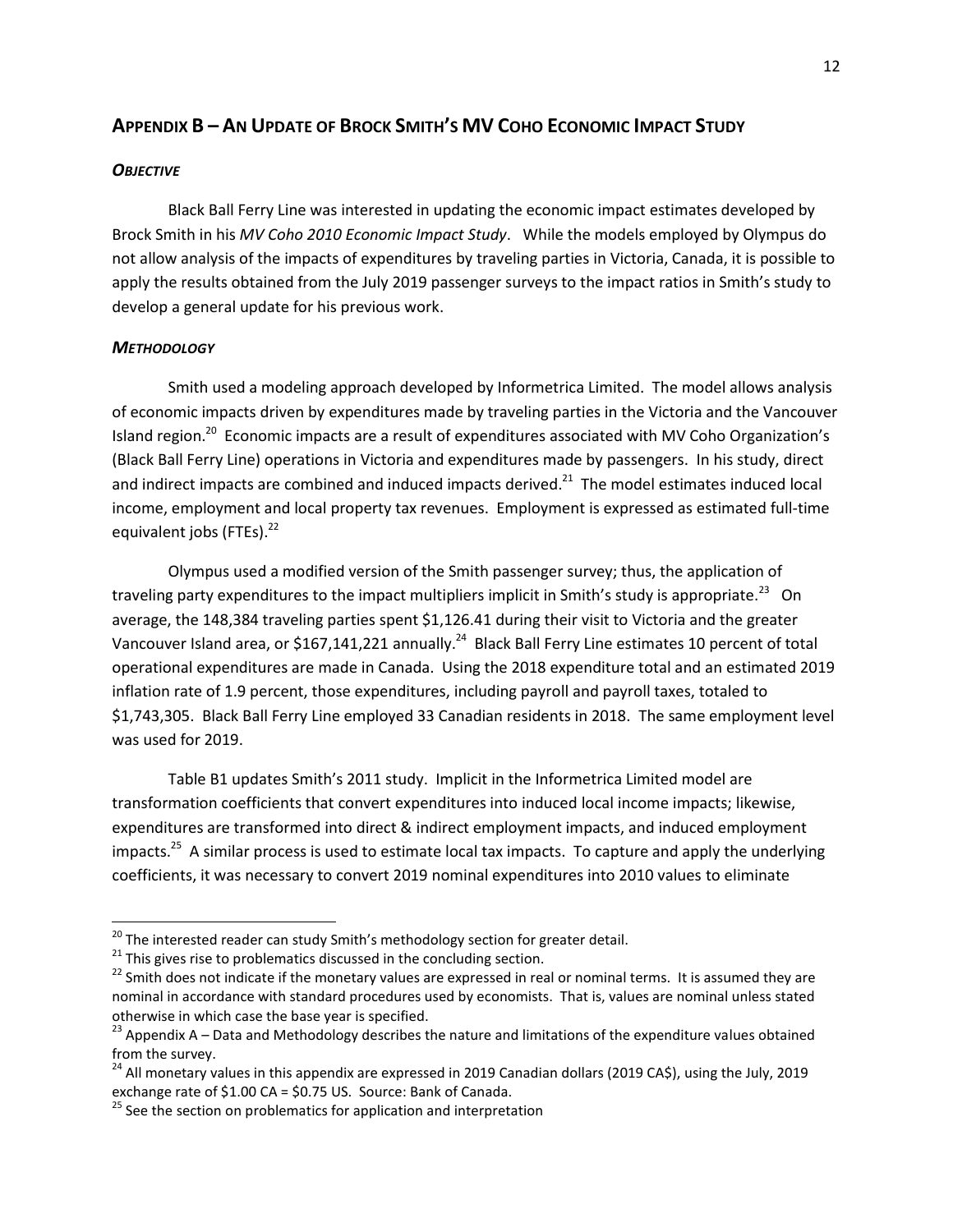## APPENDIX B – AN UPDATE OF BROCK SMITH'S MV COHO ECONOMIC IMPACT STUDY

### *OBJECTIVE*

Black Ball Ferry Line was interested in updating the economic impact estimates developed by Brock Smith in his *MV Coho 2010 Economic Impact Study*. While the models employed by Olympus do not allow analysis of the impacts of expenditures by traveling parties in Victoria, Canada, it is possible to apply the results obtained from the July 2019 passenger surveys to the impact ratios in Smith's study to develop a general update for his previous work.

### *METHODOLOGY*

Smith used a modeling approach developed by Informetrica Limited. The model allows analysis of economic impacts driven by expenditures made by traveling parties in the Victoria and the Vancouver Island region.[20] Economic impacts are a result of expenditures associated with MV Coho Organization's (Black Ball Ferry Line) operations in Victoria and expenditures made by passengers. In his study, direct and indirect impacts are combined and induced impacts derived.[21] The model estimates induced local income, employment and local property tax revenues. Employment is expressed as estimated full-time equivalent jobs (FTEs).[22]

Olympus used a modified version of the Smith passenger survey; thus, the application of traveling party expenditures to the impact multipliers implicit in Smith's study is appropriate.[23] On average, the 148,384 traveling parties spent $1,126.41 during their visit to Victoria and the greater Vancouver Island area, or $167,141,221 annually.[24] Black Ball Ferry Line estimates 10 percent of total operational expenditures are made in Canada. Using the 2018 expenditure total and an estimated 2019 inflation rate of 1.9 percent, those expenditures, including payroll and payroll taxes, totaled to $1,743,305. Black Ball Ferry Line employed 33 Canadian residents in 2018. The same employment level was used for 2019.

Table B1 updates Smith's 2011 study. Implicit in the Informetrica Limited model are transformation coefficients that convert expenditures into induced local income impacts; likewise, expenditures are transformed into direct & indirect employment impacts, and induced employment impacts.[25] A similar process is used to estimate local tax impacts. To capture and apply the underlying coefficients, it was necessary to convert 2019 nominal expenditures into 2010 values to eliminate

---

[20] The interested reader can study Smith's methodology section for greater detail.

[21] This gives rise to problematics discussed in the concluding section.

[22] Smith does not indicate if the monetary values are expressed in real or nominal terms. It is assumed they are nominal in accordance with standard procedures used by economists. That is, values are nominal unless stated otherwise in which case the base year is specified.

[23] Appendix A – Data and Methodology describes the nature and limitations of the expenditure values obtained from the survey.

[24] All monetary values in this appendix are expressed in 2019 Canadian dollars (2019 CA$), using the July, 2019 exchange rate of $1.00 CA = $0.75 US. Source: Bank of Canada.

[25] See the section on problematics for application and interpretation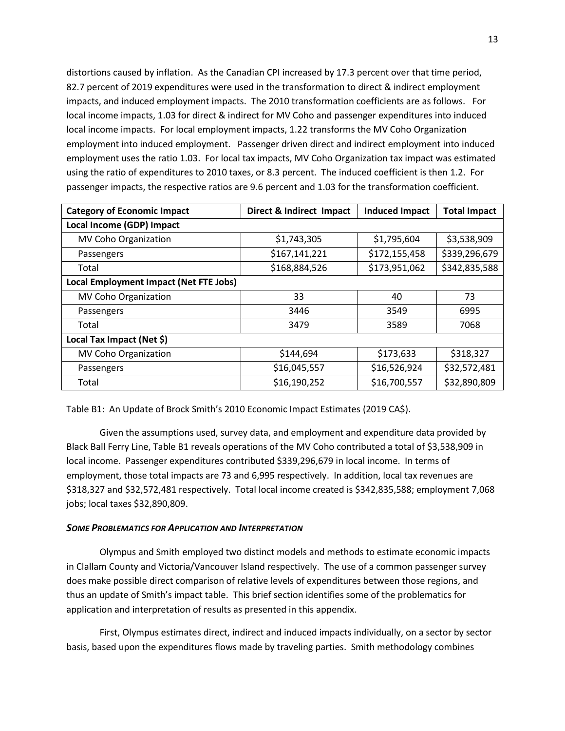distortions caused by inflation. As the Canadian CPI increased by 17.3 percent over that time period, 82.7 percent of 2019 expenditures were used in the transformation to direct & indirect employment impacts, and induced employment impacts. The 2010 transformation coefficients are as follows. For local income impacts, 1.03 for direct & indirect for MV Coho and passenger expenditures into induced local income impacts. For local employment impacts, 1.22 transforms the MV Coho Organization employment into induced employment. Passenger driven direct and indirect employment into induced employment uses the ratio 1.03. For local tax impacts, MV Coho Organization tax impact was estimated using the ratio of expenditures to 2010 taxes, or 8.3 percent. The induced coefficient is then 1.2. For passenger impacts, the respective ratios are 9.6 percent and 1.03 for the transformation coefficient.

| Category of Economic Impact | Direct & Indirect Impact | Induced Impact | Total Impact |
|---|---|---|---|
| **Local Income (GDP) Impact** | | | |
| MV Coho Organization | $1,743,305 | $1,795,604 | $3,538,909 |
| Passengers | $167,141,221 | $172,155,458 | $339,296,679 |
| Total | $168,884,526 | $173,951,062 | $342,835,588 |
| **Local Employment Impact (Net FTE Jobs)** | | | |
| MV Coho Organization | 33 | 40 | 73 |
| Passengers | 3446 | 3549 | 6995 |
| Total | 3479 | 3589 | 7068 |
| **Local Tax Impact (Net $)** | | | |
| MV Coho Organization | $144,694 | $173,633 | $318,327 |
| Passengers | $16,045,557 | $16,526,924 | $32,572,481 |
| Total | $16,190,252 | $16,700,557 | $32,890,809 |

Table B1: An Update of Brock Smith's 2010 Economic Impact Estimates (2019 CA$).

Given the assumptions used, survey data, and employment and expenditure data provided by Black Ball Ferry Line, Table B1 reveals operations of the MV Coho contributed a total of $3,538,909 in local income. Passenger expenditures contributed $339,296,679 in local income. In terms of employment, those total impacts are 73 and 6,995 respectively. In addition, local tax revenues are $318,327 and $32,572,481 respectively. Total local income created is $342,835,588; employment 7,068 jobs; local taxes $32,890,809.

### *Some Problematics for Application and Interpretation*

Olympus and Smith employed two distinct models and methods to estimate economic impacts in Clallam County and Victoria/Vancouver Island respectively. The use of a common passenger survey does make possible direct comparison of relative levels of expenditures between those regions, and thus an update of Smith's impact table. This brief section identifies some of the problematics for application and interpretation of results as presented in this appendix.

First, Olympus estimates direct, indirect and induced impacts individually, on a sector by sector basis, based upon the expenditures flows made by traveling parties. Smith methodology combines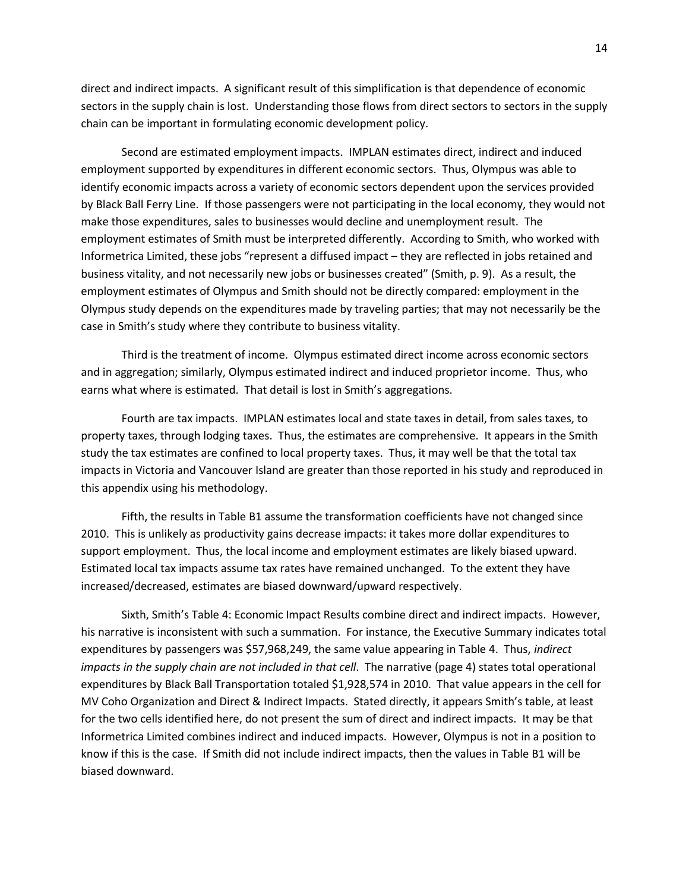direct and indirect impacts. A significant result of this simplification is that dependence of economic sectors in the supply chain is lost. Understanding those flows from direct sectors to sectors in the supply chain can be important in formulating economic development policy.

Second are estimated employment impacts. IMPLAN estimates direct, indirect and induced employment supported by expenditures in different economic sectors. Thus, Olympus was able to identify economic impacts across a variety of economic sectors dependent upon the services provided by Black Ball Ferry Line. If those passengers were not participating in the local economy, they would not make those expenditures, sales to businesses would decline and unemployment result. The employment estimates of Smith must be interpreted differently. According to Smith, who worked with Informetrica Limited, these jobs "represent a diffused impact – they are reflected in jobs retained and business vitality, and not necessarily new jobs or businesses created" (Smith, p. 9). As a result, the employment estimates of Olympus and Smith should not be directly compared: employment in the Olympus study depends on the expenditures made by traveling parties; that may not necessarily be the case in Smith's study where they contribute to business vitality.

Third is the treatment of income. Olympus estimated direct income across economic sectors and in aggregation; similarly, Olympus estimated indirect and induced proprietor income. Thus, who earns what where is estimated. That detail is lost in Smith's aggregations.

Fourth are tax impacts. IMPLAN estimates local and state taxes in detail, from sales taxes, to property taxes, through lodging taxes. Thus, the estimates are comprehensive. It appears in the Smith study the tax estimates are confined to local property taxes. Thus, it may well be that the total tax impacts in Victoria and Vancouver Island are greater than those reported in his study and reproduced in this appendix using his methodology.

Fifth, the results in Table B1 assume the transformation coefficients have not changed since 2010. This is unlikely as productivity gains decrease impacts: it takes more dollar expenditures to support employment. Thus, the local income and employment estimates are likely biased upward. Estimated local tax impacts assume tax rates have remained unchanged. To the extent they have increased/decreased, estimates are biased downward/upward respectively.

Sixth, Smith's Table 4: Economic Impact Results combine direct and indirect impacts. However, his narrative is inconsistent with such a summation. For instance, the Executive Summary indicates total expenditures by passengers was $57,968,249, the same value appearing in Table 4. Thus, *indirect impacts in the supply chain are not included in that cell*. The narrative (page 4) states total operational expenditures by Black Ball Transportation totaled $1,928,574 in 2010. That value appears in the cell for MV Coho Organization and Direct & Indirect Impacts. Stated directly, it appears Smith's table, at least for the two cells identified here, do not present the sum of direct and indirect impacts. It may be that Informetrica Limited combines indirect and induced impacts. However, Olympus is not in a position to know if this is the case. If Smith did not include indirect impacts, then the values in Table B1 will be biased downward.